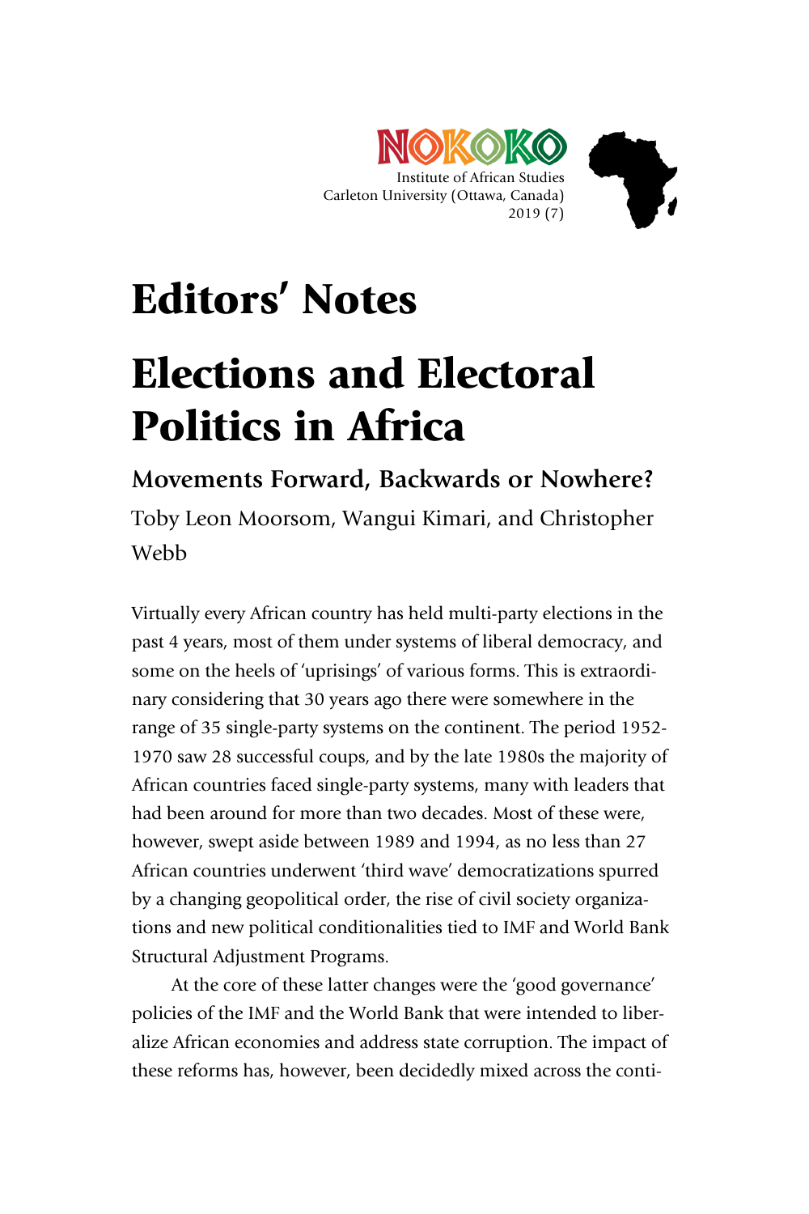NOKOKO
Institute of African Studies
Carleton University (Ottawa, Canada)
2019 (7)

# Editors' Notes

# Elections and Electoral Politics in Africa

### Movements Forward, Backwards or Nowhere?

Toby Leon Moorsom, Wangui Kimari, and Christopher Webb

Virtually every African country has held multi-party elections in the past 4 years, most of them under systems of liberal democracy, and some on the heels of 'uprisings' of various forms. This is extraordinary considering that 30 years ago there were somewhere in the range of 35 single-party systems on the continent. The period 1952-1970 saw 28 successful coups, and by the late 1980s the majority of African countries faced single-party systems, many with leaders that had been around for more than two decades. Most of these were, however, swept aside between 1989 and 1994, as no less than 27 African countries underwent 'third wave' democratizations spurred by a changing geopolitical order, the rise of civil society organizations and new political conditionalities tied to IMF and World Bank Structural Adjustment Programs.

At the core of these latter changes were the 'good governance' policies of the IMF and the World Bank that were intended to liberalize African economies and address state corruption. The impact of these reforms has, however, been decidedly mixed across the conti-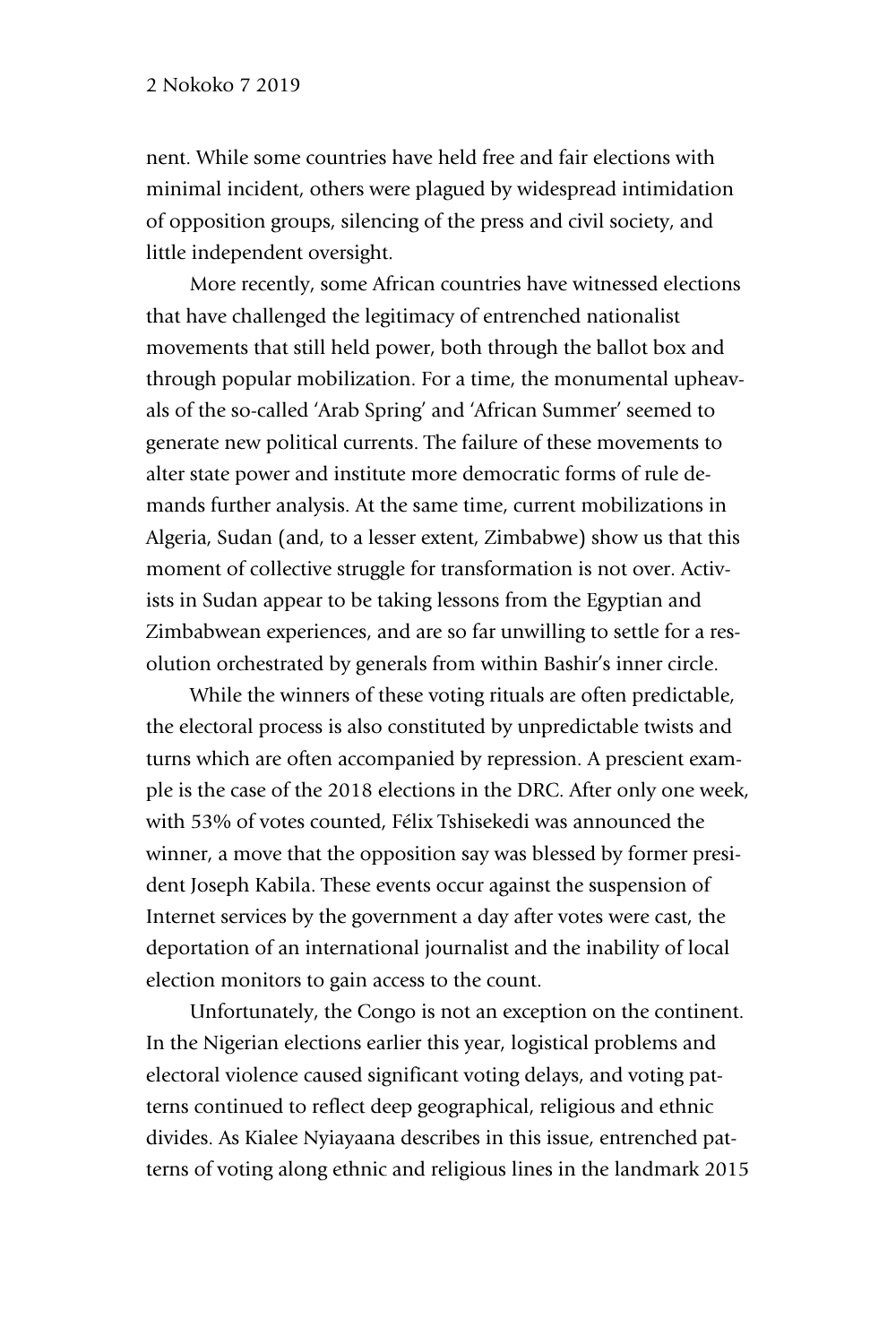nent. While some countries have held free and fair elections with minimal incident, others were plagued by widespread intimidation of opposition groups, silencing of the press and civil society, and little independent oversight.

More recently, some African countries have witnessed elections that have challenged the legitimacy of entrenched nationalist movements that still held power, both through the ballot box and through popular mobilization. For a time, the monumental upheavals of the so-called 'Arab Spring' and 'African Summer' seemed to generate new political currents. The failure of these movements to alter state power and institute more democratic forms of rule demands further analysis. At the same time, current mobilizations in Algeria, Sudan (and, to a lesser extent, Zimbabwe) show us that this moment of collective struggle for transformation is not over. Activists in Sudan appear to be taking lessons from the Egyptian and Zimbabwean experiences, and are so far unwilling to settle for a resolution orchestrated by generals from within Bashir's inner circle.

While the winners of these voting rituals are often predictable, the electoral process is also constituted by unpredictable twists and turns which are often accompanied by repression. A prescient example is the case of the 2018 elections in the DRC. After only one week, with 53% of votes counted, Félix Tshisekedi was announced the winner, a move that the opposition say was blessed by former president Joseph Kabila. These events occur against the suspension of Internet services by the government a day after votes were cast, the deportation of an international journalist and the inability of local election monitors to gain access to the count.

Unfortunately, the Congo is not an exception on the continent. In the Nigerian elections earlier this year, logistical problems and electoral violence caused significant voting delays, and voting patterns continued to reflect deep geographical, religious and ethnic divides. As Kialee Nyiayaana describes in this issue, entrenched patterns of voting along ethnic and religious lines in the landmark 2015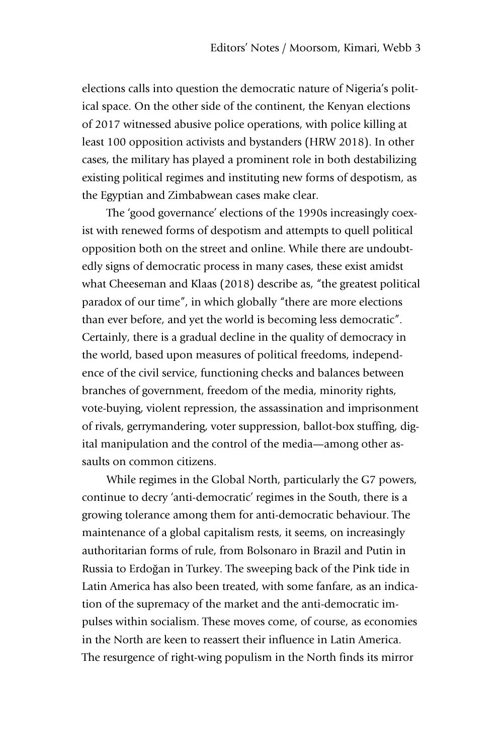elections calls into question the democratic nature of Nigeria's political space. On the other side of the continent, the Kenyan elections of 2017 witnessed abusive police operations, with police killing at least 100 opposition activists and bystanders (HRW 2018). In other cases, the military has played a prominent role in both destabilizing existing political regimes and instituting new forms of despotism, as the Egyptian and Zimbabwean cases make clear.

The 'good governance' elections of the 1990s increasingly coexist with renewed forms of despotism and attempts to quell political opposition both on the street and online. While there are undoubtedly signs of democratic process in many cases, these exist amidst what Cheeseman and Klaas (2018) describe as, "the greatest political paradox of our time", in which globally "there are more elections than ever before, and yet the world is becoming less democratic". Certainly, there is a gradual decline in the quality of democracy in the world, based upon measures of political freedoms, independence of the civil service, functioning checks and balances between branches of government, freedom of the media, minority rights, vote-buying, violent repression, the assassination and imprisonment of rivals, gerrymandering, voter suppression, ballot-box stuffing, digital manipulation and the control of the media—among other assaults on common citizens.

While regimes in the Global North, particularly the G7 powers, continue to decry 'anti-democratic' regimes in the South, there is a growing tolerance among them for anti-democratic behaviour. The maintenance of a global capitalism rests, it seems, on increasingly authoritarian forms of rule, from Bolsonaro in Brazil and Putin in Russia to Erdoğan in Turkey. The sweeping back of the Pink tide in Latin America has also been treated, with some fanfare, as an indication of the supremacy of the market and the anti-democratic impulses within socialism. These moves come, of course, as economies in the North are keen to reassert their influence in Latin America. The resurgence of right-wing populism in the North finds its mirror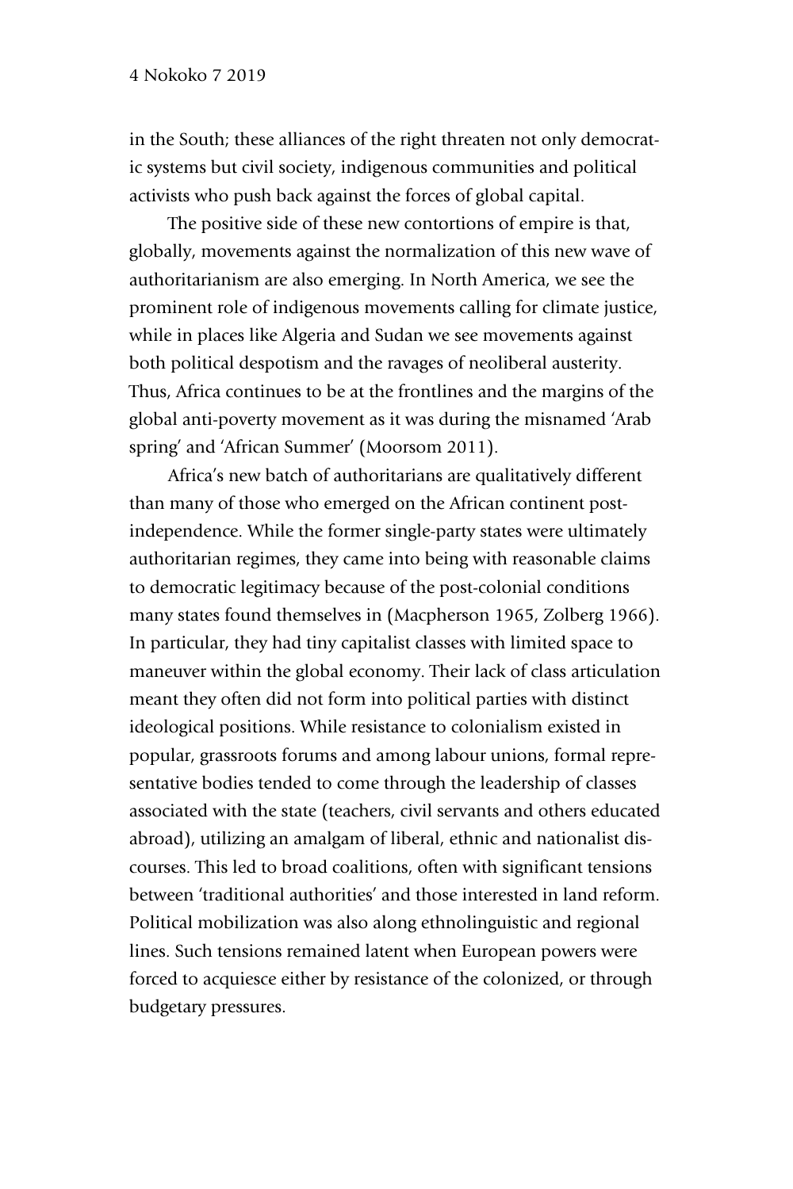in the South; these alliances of the right threaten not only democratic systems but civil society, indigenous communities and political activists who push back against the forces of global capital.

The positive side of these new contortions of empire is that, globally, movements against the normalization of this new wave of authoritarianism are also emerging. In North America, we see the prominent role of indigenous movements calling for climate justice, while in places like Algeria and Sudan we see movements against both political despotism and the ravages of neoliberal austerity. Thus, Africa continues to be at the frontlines and the margins of the global anti-poverty movement as it was during the misnamed 'Arab spring' and 'African Summer' (Moorsom 2011).

Africa's new batch of authoritarians are qualitatively different than many of those who emerged on the African continent post-independence. While the former single-party states were ultimately authoritarian regimes, they came into being with reasonable claims to democratic legitimacy because of the post-colonial conditions many states found themselves in (Macpherson 1965, Zolberg 1966). In particular, they had tiny capitalist classes with limited space to maneuver within the global economy. Their lack of class articulation meant they often did not form into political parties with distinct ideological positions. While resistance to colonialism existed in popular, grassroots forums and among labour unions, formal representative bodies tended to come through the leadership of classes associated with the state (teachers, civil servants and others educated abroad), utilizing an amalgam of liberal, ethnic and nationalist discourses. This led to broad coalitions, often with significant tensions between 'traditional authorities' and those interested in land reform. Political mobilization was also along ethnolinguistic and regional lines. Such tensions remained latent when European powers were forced to acquiesce either by resistance of the colonized, or through budgetary pressures.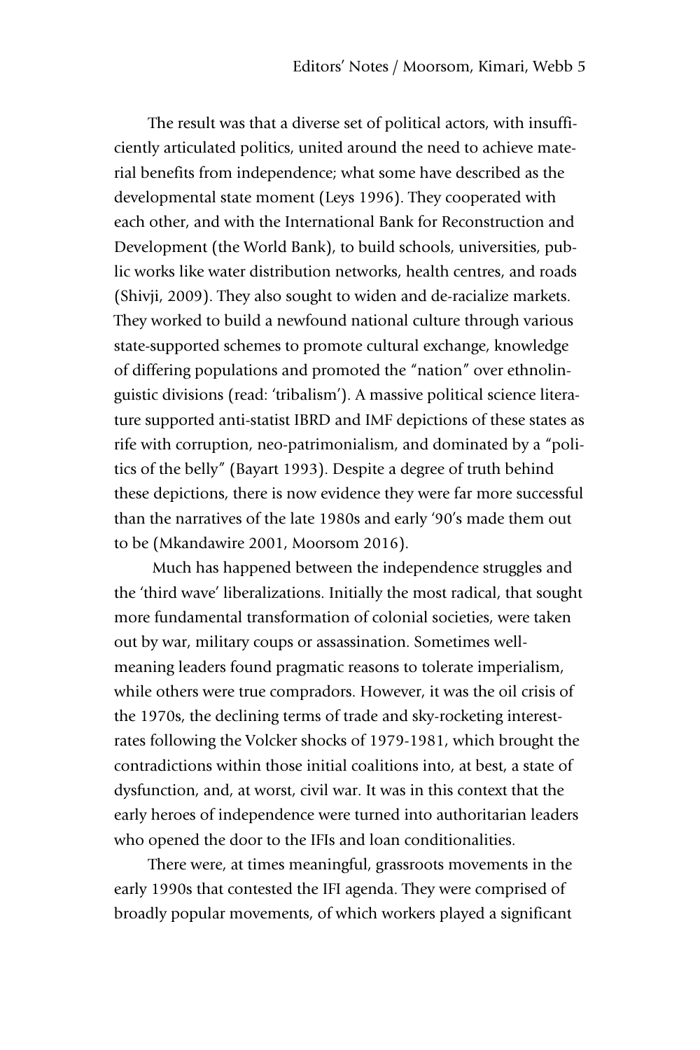The result was that a diverse set of political actors, with insufficiently articulated politics, united around the need to achieve material benefits from independence; what some have described as the developmental state moment (Leys 1996). They cooperated with each other, and with the International Bank for Reconstruction and Development (the World Bank), to build schools, universities, public works like water distribution networks, health centres, and roads (Shivji, 2009). They also sought to widen and de-racialize markets. They worked to build a newfound national culture through various state-supported schemes to promote cultural exchange, knowledge of differing populations and promoted the "nation" over ethnolinguistic divisions (read: 'tribalism'). A massive political science literature supported anti-statist IBRD and IMF depictions of these states as rife with corruption, neo-patrimonialism, and dominated by a "politics of the belly" (Bayart 1993). Despite a degree of truth behind these depictions, there is now evidence they were far more successful than the narratives of the late 1980s and early '90's made them out to be (Mkandawire 2001, Moorsom 2016).

Much has happened between the independence struggles and the 'third wave' liberalizations. Initially the most radical, that sought more fundamental transformation of colonial societies, were taken out by war, military coups or assassination. Sometimes well-meaning leaders found pragmatic reasons to tolerate imperialism, while others were true compradors. However, it was the oil crisis of the 1970s, the declining terms of trade and sky-rocketing interest-rates following the Volcker shocks of 1979-1981, which brought the contradictions within those initial coalitions into, at best, a state of dysfunction, and, at worst, civil war. It was in this context that the early heroes of independence were turned into authoritarian leaders who opened the door to the IFIs and loan conditionalities.

There were, at times meaningful, grassroots movements in the early 1990s that contested the IFI agenda. They were comprised of broadly popular movements, of which workers played a significant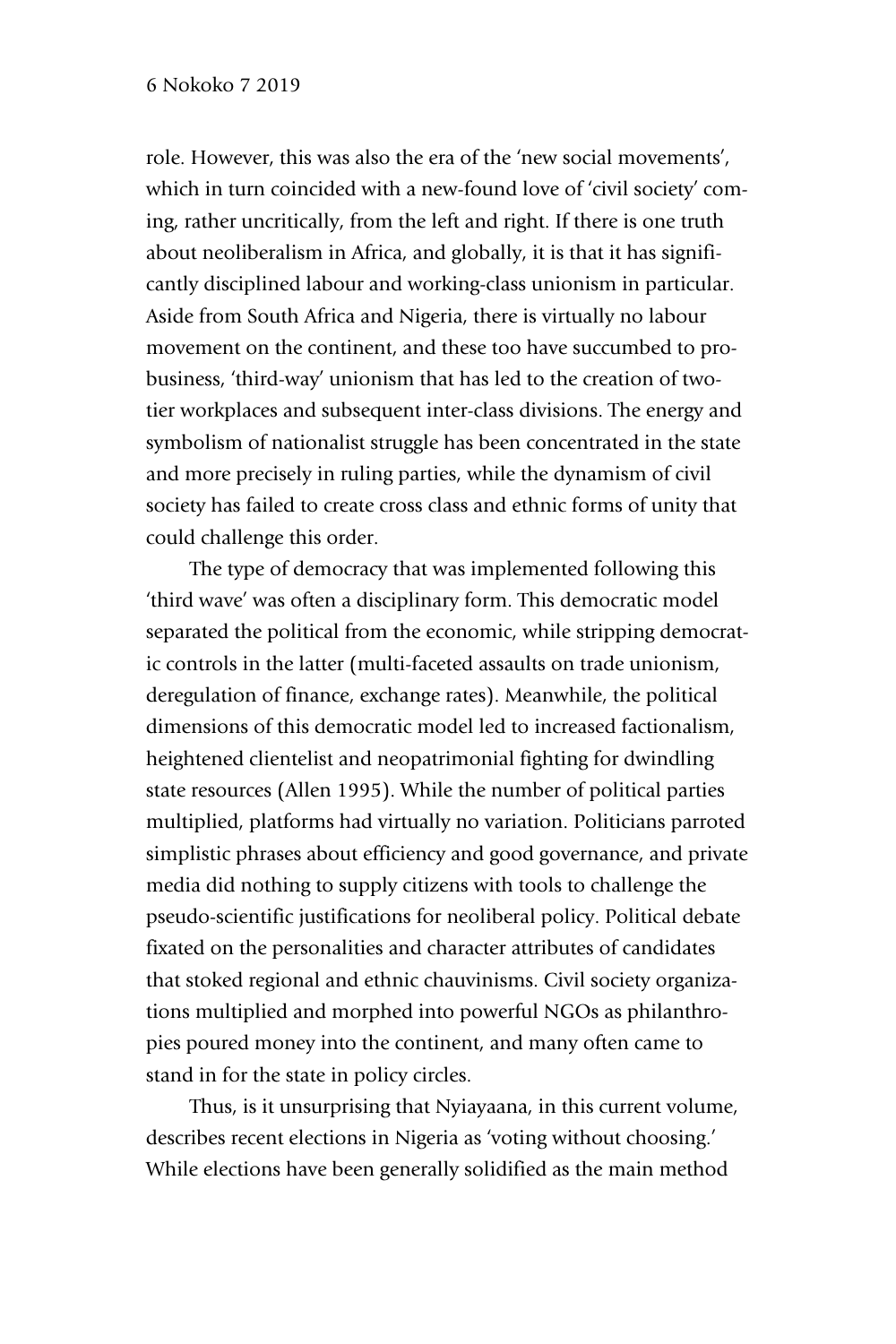role. However, this was also the era of the 'new social movements', which in turn coincided with a new-found love of 'civil society' coming, rather uncritically, from the left and right. If there is one truth about neoliberalism in Africa, and globally, it is that it has significantly disciplined labour and working-class unionism in particular. Aside from South Africa and Nigeria, there is virtually no labour movement on the continent, and these too have succumbed to pro-business, 'third-way' unionism that has led to the creation of two-tier workplaces and subsequent inter-class divisions. The energy and symbolism of nationalist struggle has been concentrated in the state and more precisely in ruling parties, while the dynamism of civil society has failed to create cross class and ethnic forms of unity that could challenge this order.

The type of democracy that was implemented following this 'third wave' was often a disciplinary form. This democratic model separated the political from the economic, while stripping democratic controls in the latter (multi-faceted assaults on trade unionism, deregulation of finance, exchange rates). Meanwhile, the political dimensions of this democratic model led to increased factionalism, heightened clientelist and neopatrimonial fighting for dwindling state resources (Allen 1995). While the number of political parties multiplied, platforms had virtually no variation. Politicians parroted simplistic phrases about efficiency and good governance, and private media did nothing to supply citizens with tools to challenge the pseudo-scientific justifications for neoliberal policy. Political debate fixated on the personalities and character attributes of candidates that stoked regional and ethnic chauvinisms. Civil society organizations multiplied and morphed into powerful NGOs as philanthropies poured money into the continent, and many often came to stand in for the state in policy circles.

Thus, is it unsurprising that Nyiayaana, in this current volume, describes recent elections in Nigeria as 'voting without choosing.' While elections have been generally solidified as the main method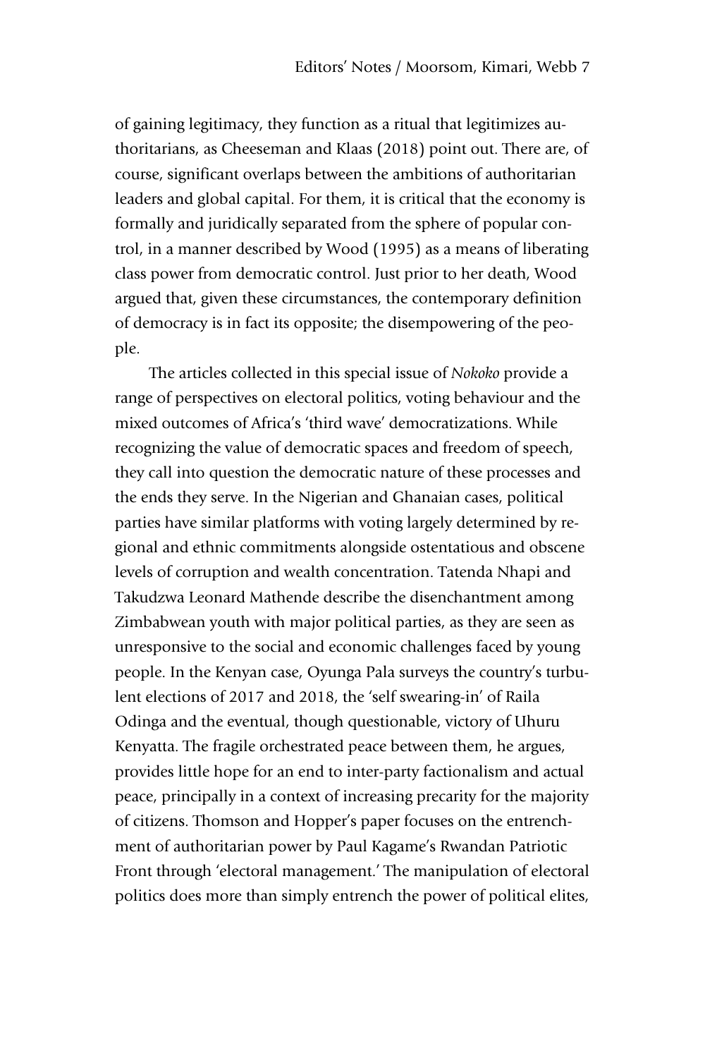of gaining legitimacy, they function as a ritual that legitimizes authoritarians, as Cheeseman and Klaas (2018) point out. There are, of course, significant overlaps between the ambitions of authoritarian leaders and global capital. For them, it is critical that the economy is formally and juridically separated from the sphere of popular control, in a manner described by Wood (1995) as a means of liberating class power from democratic control. Just prior to her death, Wood argued that, given these circumstances, the contemporary definition of democracy is in fact its opposite; the disempowering of the people.

The articles collected in this special issue of *Nokoko* provide a range of perspectives on electoral politics, voting behaviour and the mixed outcomes of Africa's 'third wave' democratizations. While recognizing the value of democratic spaces and freedom of speech, they call into question the democratic nature of these processes and the ends they serve. In the Nigerian and Ghanaian cases, political parties have similar platforms with voting largely determined by regional and ethnic commitments alongside ostentatious and obscene levels of corruption and wealth concentration. Tatenda Nhapi and Takudzwa Leonard Mathende describe the disenchantment among Zimbabwean youth with major political parties, as they are seen as unresponsive to the social and economic challenges faced by young people. In the Kenyan case, Oyunga Pala surveys the country's turbulent elections of 2017 and 2018, the 'self swearing-in' of Raila Odinga and the eventual, though questionable, victory of Uhuru Kenyatta. The fragile orchestrated peace between them, he argues, provides little hope for an end to inter-party factionalism and actual peace, principally in a context of increasing precarity for the majority of citizens. Thomson and Hopper's paper focuses on the entrenchment of authoritarian power by Paul Kagame's Rwandan Patriotic Front through 'electoral management.' The manipulation of electoral politics does more than simply entrench the power of political elites,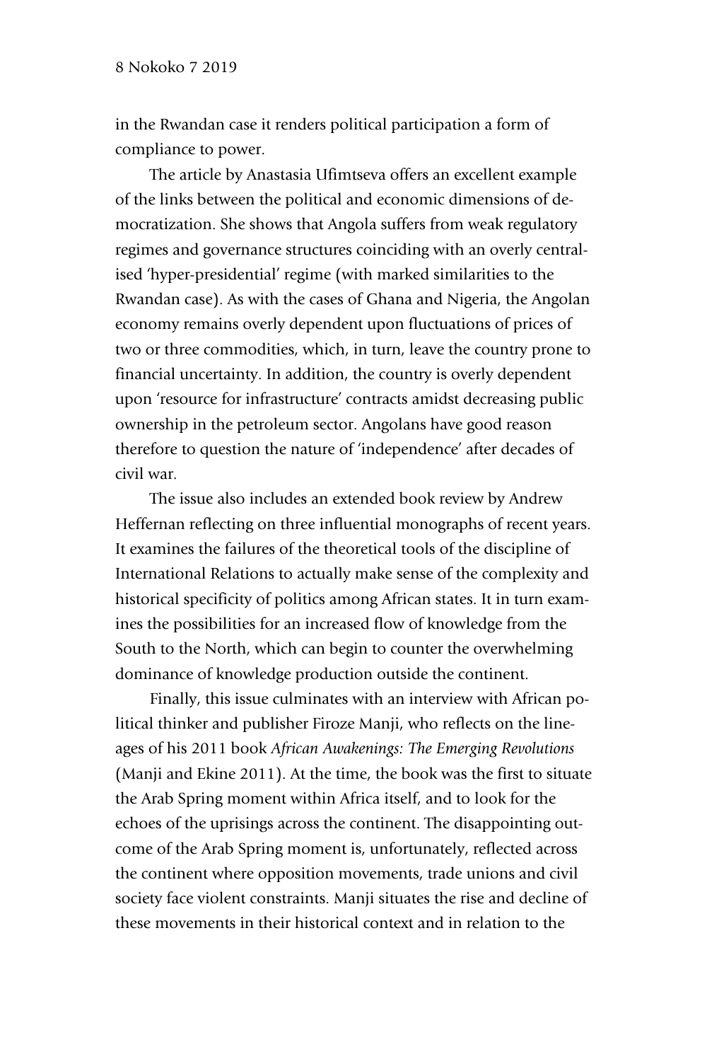in the Rwandan case it renders political participation a form of compliance to power.

The article by Anastasia Ufimtseva offers an excellent example of the links between the political and economic dimensions of democratization. She shows that Angola suffers from weak regulatory regimes and governance structures coinciding with an overly centralised 'hyper-presidential' regime (with marked similarities to the Rwandan case). As with the cases of Ghana and Nigeria, the Angolan economy remains overly dependent upon fluctuations of prices of two or three commodities, which, in turn, leave the country prone to financial uncertainty. In addition, the country is overly dependent upon 'resource for infrastructure' contracts amidst decreasing public ownership in the petroleum sector. Angolans have good reason therefore to question the nature of 'independence' after decades of civil war.

The issue also includes an extended book review by Andrew Heffernan reflecting on three influential monographs of recent years. It examines the failures of the theoretical tools of the discipline of International Relations to actually make sense of the complexity and historical specificity of politics among African states. It in turn examines the possibilities for an increased flow of knowledge from the South to the North, which can begin to counter the overwhelming dominance of knowledge production outside the continent.

Finally, this issue culminates with an interview with African political thinker and publisher Firoze Manji, who reflects on the lineages of his 2011 book *African Awakenings: The Emerging Revolutions* (Manji and Ekine 2011). At the time, the book was the first to situate the Arab Spring moment within Africa itself, and to look for the echoes of the uprisings across the continent. The disappointing outcome of the Arab Spring moment is, unfortunately, reflected across the continent where opposition movements, trade unions and civil society face violent constraints. Manji situates the rise and decline of these movements in their historical context and in relation to the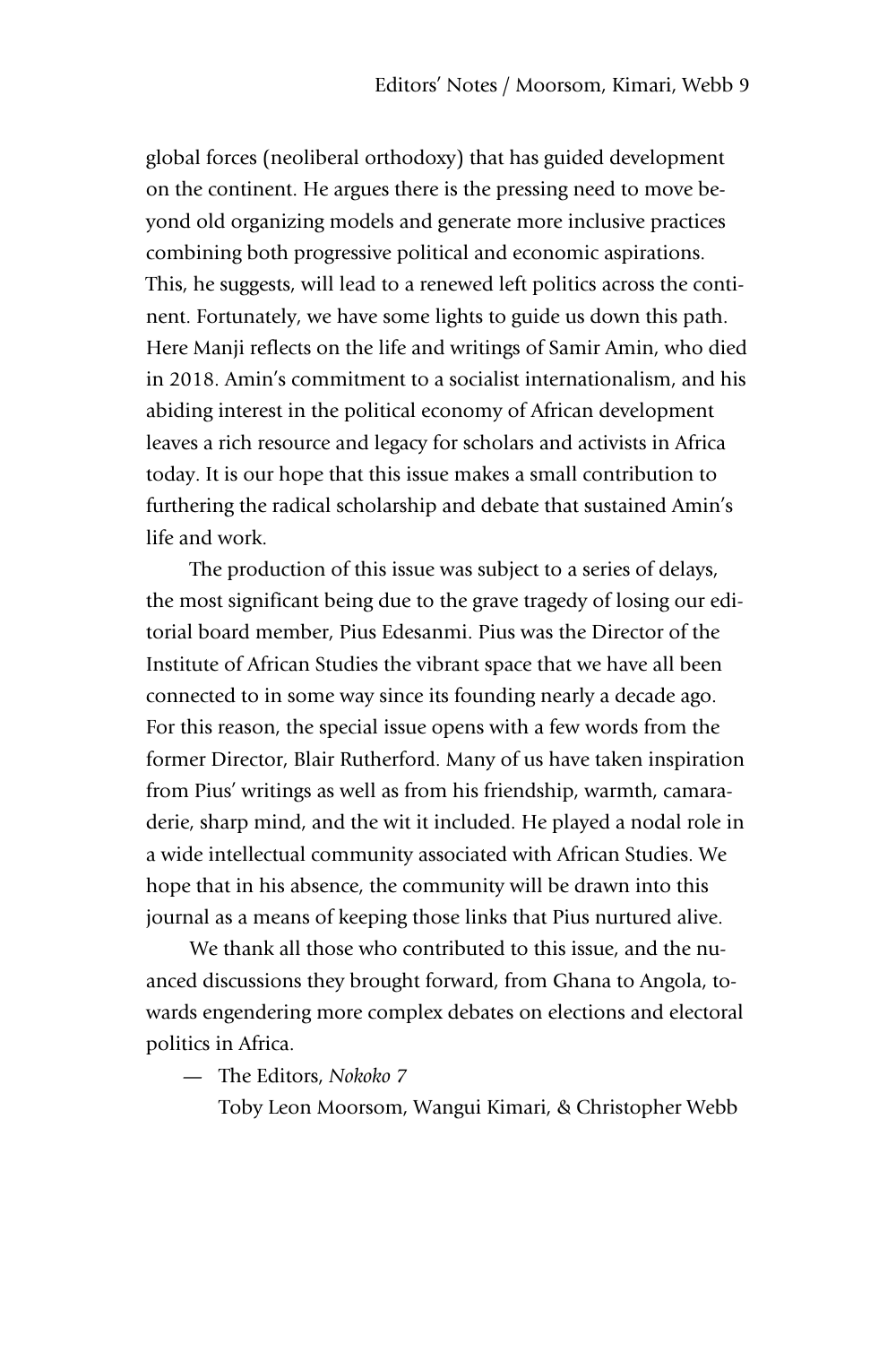global forces (neoliberal orthodoxy) that has guided development on the continent. He argues there is the pressing need to move beyond old organizing models and generate more inclusive practices combining both progressive political and economic aspirations. This, he suggests, will lead to a renewed left politics across the continent. Fortunately, we have some lights to guide us down this path. Here Manji reflects on the life and writings of Samir Amin, who died in 2018. Amin's commitment to a socialist internationalism, and his abiding interest in the political economy of African development leaves a rich resource and legacy for scholars and activists in Africa today. It is our hope that this issue makes a small contribution to furthering the radical scholarship and debate that sustained Amin's life and work.

The production of this issue was subject to a series of delays, the most significant being due to the grave tragedy of losing our editorial board member, Pius Edesanmi. Pius was the Director of the Institute of African Studies the vibrant space that we have all been connected to in some way since its founding nearly a decade ago. For this reason, the special issue opens with a few words from the former Director, Blair Rutherford. Many of us have taken inspiration from Pius' writings as well as from his friendship, warmth, camaraderie, sharp mind, and the wit it included. He played a nodal role in a wide intellectual community associated with African Studies. We hope that in his absence, the community will be drawn into this journal as a means of keeping those links that Pius nurtured alive.

We thank all those who contributed to this issue, and the nuanced discussions they brought forward, from Ghana to Angola, towards engendering more complex debates on elections and electoral politics in Africa.

— The Editors, *Nokoko 7*
Toby Leon Moorsom, Wangui Kimari, & Christopher Webb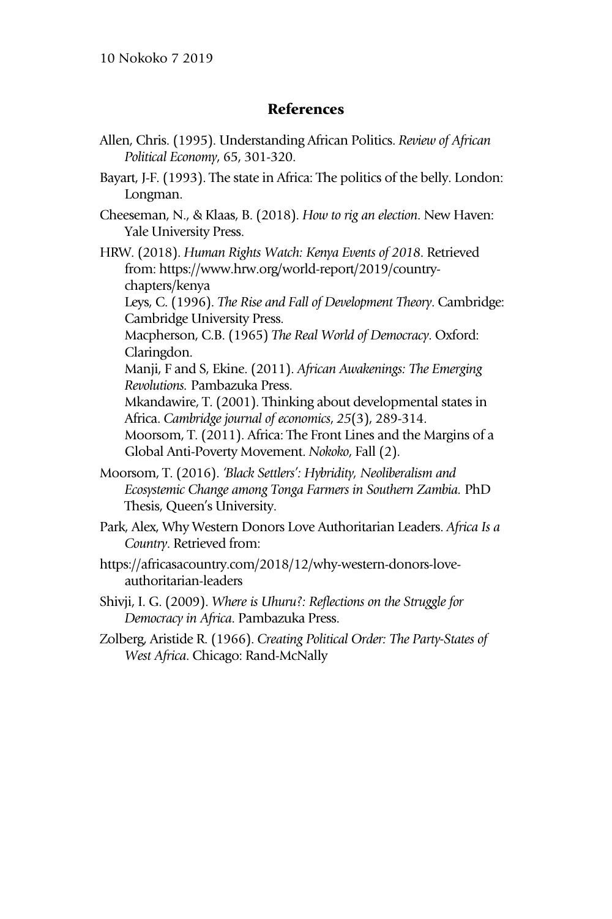## References

Allen, Chris. (1995). Understanding African Politics. *Review of African Political Economy*, 65, 301-320.

Bayart, J-F. (1993). The state in Africa: The politics of the belly. London: Longman.

Cheeseman, N., & Klaas, B. (2018). *How to rig an election*. New Haven: Yale University Press.

HRW. (2018). *Human Rights Watch: Kenya Events of 2018*. Retrieved from: https://www.hrw.org/world-report/2019/country-chapters/kenya

Leys, C. (1996). *The Rise and Fall of Development Theory*. Cambridge: Cambridge University Press.

Macpherson, C.B. (1965) *The Real World of Democracy*. Oxford: Claringdon.

Manji, F and S, Ekine. (2011). *African Awakenings: The Emerging Revolutions.* Pambazuka Press.

Mkandawire, T. (2001). Thinking about developmental states in Africa. *Cambridge journal of economics*, *25*(3), 289-314.

Moorsom, T. (2011). Africa: The Front Lines and the Margins of a Global Anti-Poverty Movement. *Nokoko*, Fall (2).

Moorsom, T. (2016). *'Black Settlers': Hybridity, Neoliberalism and Ecosystemic Change among Tonga Farmers in Southern Zambia.* PhD Thesis, Queen's University.

Park, Alex, Why Western Donors Love Authoritarian Leaders. *Africa Is a Country*. Retrieved from:

https://africasacountry.com/2018/12/why-western-donors-love-authoritarian-leaders

Shivji, I. G. (2009). *Where is Uhuru?: Reflections on the Struggle for Democracy in Africa*. Pambazuka Press.

Zolberg, Aristide R. (1966). *Creating Political Order: The Party-States of West Africa*. Chicago: Rand-McNally